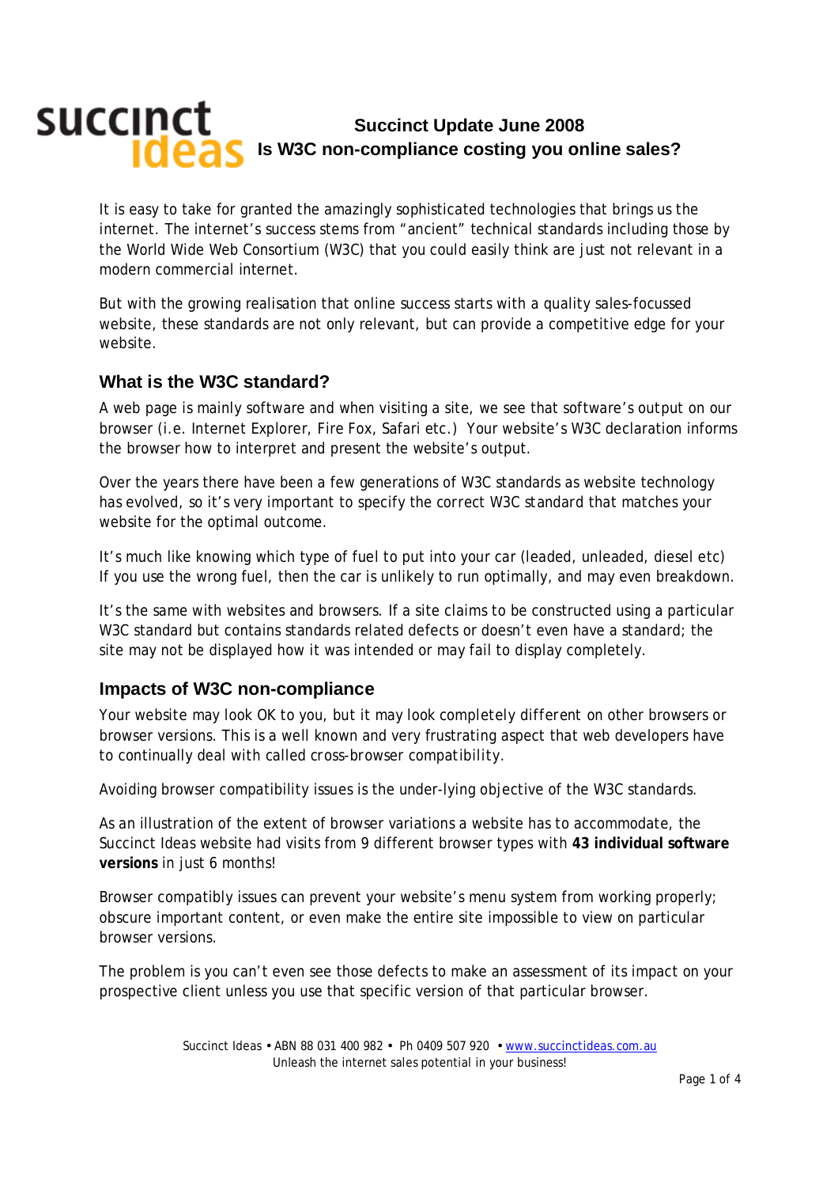succinct ideas

# Succinct Update June 2008
# Is W3C non-compliance costing you online sales?

It is easy to take for granted the amazingly sophisticated technologies that brings us the internet. The internet's success stems from "ancient" technical standards including those by the World Wide Web Consortium (W3C) that you could easily think are just not relevant in a modern commercial internet.

But with the growing realisation that online success starts with a quality sales-focussed website, these standards are not only relevant, but can provide a competitive edge for your website.

## What is the W3C standard?

A web page is mainly software and when visiting a site, we see that software's output on our browser (i.e. Internet Explorer, Fire Fox, Safari etc.) Your website's W3C declaration informs the browser how to interpret and present the website's output.

Over the years there have been a few generations of W3C standards as website technology has evolved, so it's very important to specify the correct W3C standard that matches your website for the optimal outcome.

It's much like knowing which type of fuel to put into your car (leaded, unleaded, diesel etc) If you use the wrong fuel, then the car is unlikely to run optimally, and may even breakdown.

It's the same with websites and browsers. If a site claims to be constructed using a particular W3C standard but contains standards related defects or doesn't even have a standard; the site may not be displayed how it was intended or may fail to display completely.

## Impacts of W3C non-compliance

Your website may look OK to you, but it may look completely different on other browsers or browser versions. This is a well known and very frustrating aspect that web developers have to continually deal with called cross-browser compatibility.

Avoiding browser compatibility issues is the under-lying objective of the W3C standards.

As an illustration of the extent of browser variations a website has to accommodate, the Succinct Ideas website had visits from 9 different browser types with **43 individual software versions** in just 6 months!

Browser compatibly issues can prevent your website's menu system from working properly; obscure important content, or even make the entire site impossible to view on particular browser versions.

The problem is you can't even see those defects to make an assessment of its impact on your prospective client unless you use that specific version of that particular browser.

Succinct Ideas • ABN 88 031 400 982 • Ph 0409 507 920 • www.succinctideas.com.au
Unleash the internet sales potential in your business!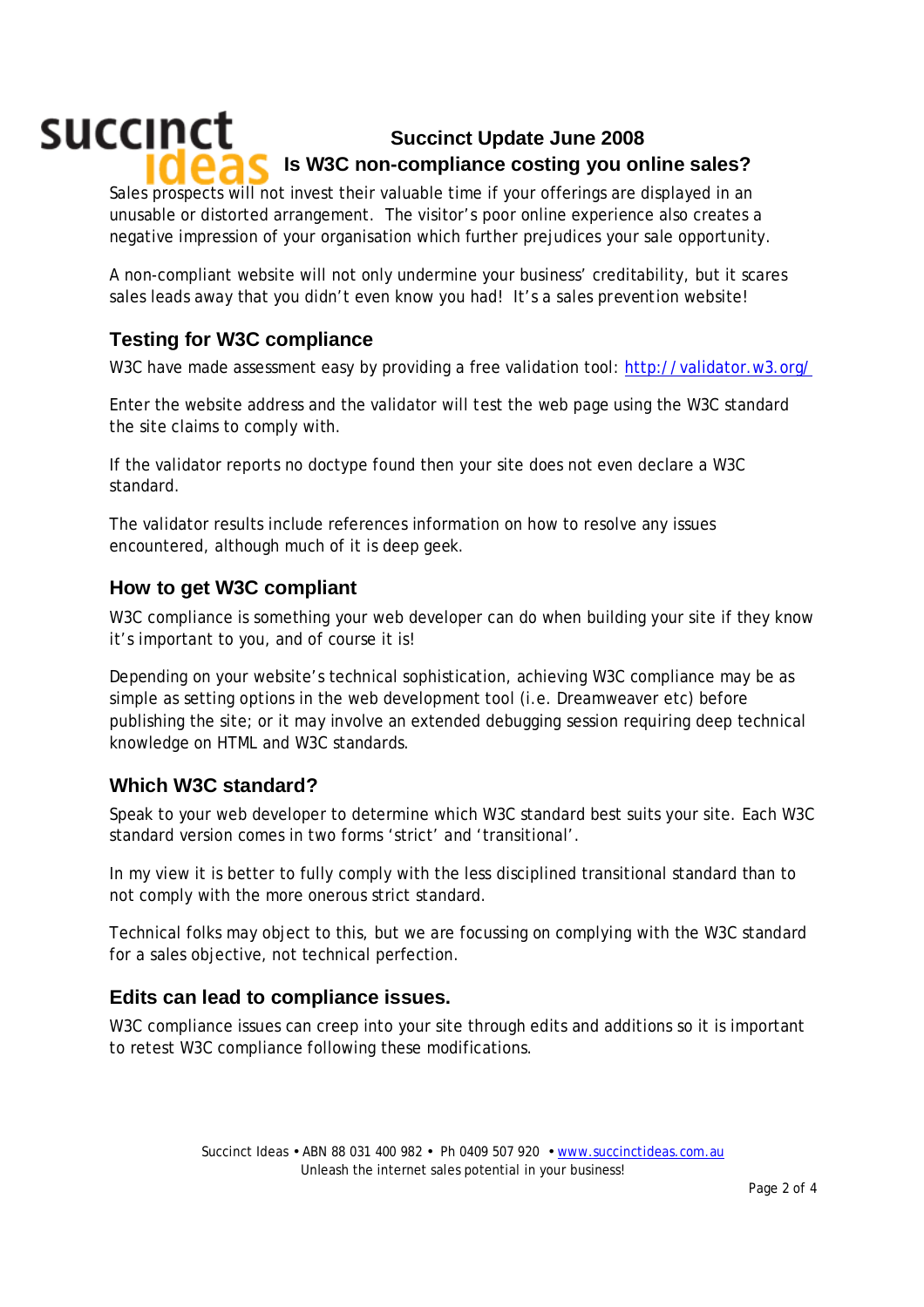## Succinct Update June 2008

## Is W3C non-compliance costing you online sales?

Sales prospects will not invest their valuable time if your offerings are displayed in an unusable or distorted arrangement. The visitor's poor online experience also creates a negative impression of your organisation which further prejudices your sale opportunity.

A non-compliant website will not only undermine your business' creditability, but it scares sales leads away that you didn't even know you had! It's a sales prevention website!

### Testing for W3C compliance

W3C have made assessment easy by providing a free validation tool: http://validator.w3.org/

Enter the website address and the validator will test the web page using the W3C standard the site claims to comply with.

If the validator reports no doctype found then your site does not even declare a W3C standard.

The validator results include references information on how to resolve any issues encountered, although much of it is deep geek.

### How to get W3C compliant

W3C compliance is something your web developer can do when building your site if they know it's important to you, and of course it is!

Depending on your website's technical sophistication, achieving W3C compliance may be as simple as setting options in the web development tool (i.e. Dreamweaver etc) before publishing the site; or it may involve an extended debugging session requiring deep technical knowledge on HTML and W3C standards.

### Which W3C standard?

Speak to your web developer to determine which W3C standard best suits your site. Each W3C standard version comes in two forms 'strict' and 'transitional'.

In my view it is better to fully comply with the less disciplined transitional standard than to not comply with the more onerous strict standard.

Technical folks may object to this, but we are focussing on complying with the W3C standard for a sales objective, not technical perfection.

### Edits can lead to compliance issues.

W3C compliance issues can creep into your site through edits and additions so it is important to retest W3C compliance following these modifications.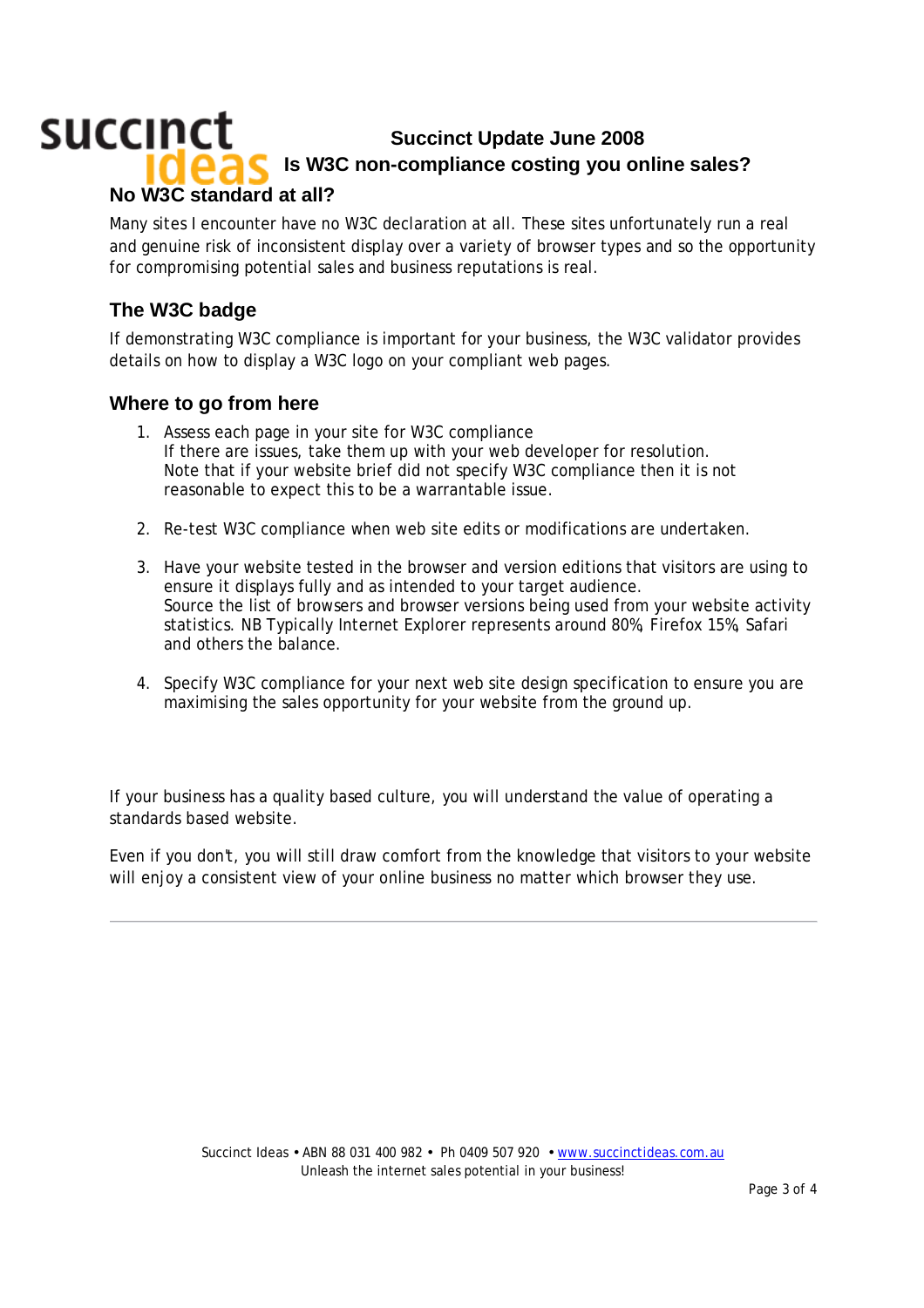**Succinct Update June 2008**

**Is W3C non-compliance costing you online sales?**

### No W3C standard at all?

Many sites I encounter have no W3C declaration at all. These sites unfortunately run a real and genuine risk of inconsistent display over a variety of browser types and so the opportunity for compromising potential sales and business reputations is real.

### The W3C badge

If demonstrating W3C compliance is important for your business, the W3C validator provides details on how to display a W3C logo on your compliant web pages.

### Where to go from here

1. Assess each page in your site for W3C compliance
   If there are issues, take them up with your web developer for resolution.
   Note that if your website brief did not specify W3C compliance then it is not reasonable to expect this to be a warrantable issue.

2. Re-test W3C compliance when web site edits or modifications are undertaken.

3. Have your website tested in the browser and version editions that visitors are using to ensure it displays fully and as intended to your target audience.
   Source the list of browsers and browser versions being used from your website activity statistics. NB Typically Internet Explorer represents around 80%, Firefox 15%, Safari and others the balance.

4. Specify W3C compliance for your next web site design specification to ensure you are maximising the sales opportunity for your website from the ground up.

If your business has a quality based culture, you will understand the value of operating a standards based website.

Even if you don't, you will still draw comfort from the knowledge that visitors to your website will enjoy a consistent view of your online business no matter which browser they use.

---

Succinct Ideas • ABN 88 031 400 982 • Ph 0409 507 920 • www.succinctideas.com.au
Unleash the internet sales potential in your business!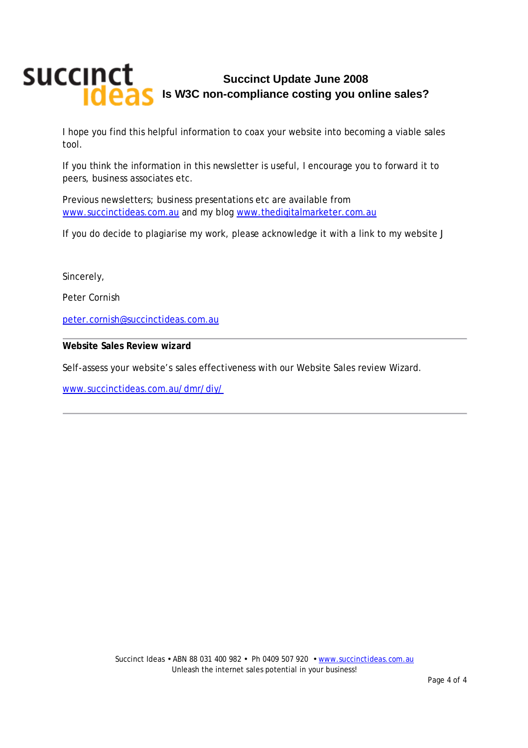# Succinct Update June 2008

## Is W3C non-compliance costing you online sales?

I hope you find this helpful information to coax your website into becoming a viable sales tool.

If you think the information in this newsletter is useful, I encourage you to forward it to peers, business associates etc.

Previous newsletters; business presentations etc are available from www.succinctideas.com.au and my blog www.thedigitalmarketer.com.au

If you do decide to plagiarise my work, please acknowledge it with a link to my website J

Sincerely,

Peter Cornish

peter.cornish@succinctideas.com.au

---

**Website Sales Review wizard**

Self-assess your website's sales effectiveness with our Website Sales review Wizard.

www.succinctideas.com.au/dmr/diy/

---

Succinct Ideas • ABN 88 031 400 982 • Ph 0409 507 920 • www.succinctideas.com.au
Unleash the internet sales potential in your business!